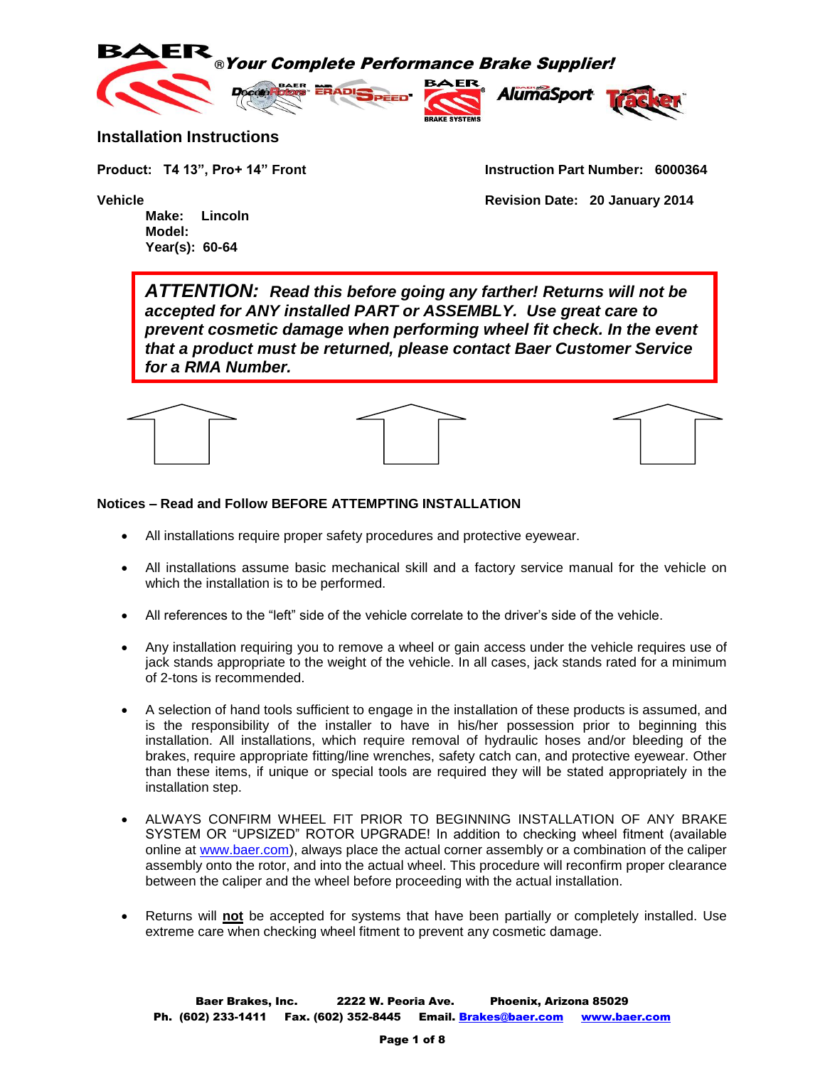**BAER** ®*Your Complete Performance Brake Supplier!*

## Installation Instructions

**Product: T4 13", Pro+ 14" Front**

**Instruction Part Number: 6000364**

**Vehicle**

**Make: Lincoln**
**Model:**
**Year(s): 60-64**

**Revision Date: 20 January 2014**

> ***ATTENTION: Read this before going any farther! Returns will not be accepted for ANY installed PART or ASSEMBLY. Use great care to prevent cosmetic damage when performing wheel fit check. In the event that a product must be returned, please contact Baer Customer Service for a RMA Number.***

### Notices – Read and Follow BEFORE ATTEMPTING INSTALLATION

- All installations require proper safety procedures and protective eyewear.
- All installations assume basic mechanical skill and a factory service manual for the vehicle on which the installation is to be performed.
- All references to the "left" side of the vehicle correlate to the driver's side of the vehicle.
- Any installation requiring you to remove a wheel or gain access under the vehicle requires use of jack stands appropriate to the weight of the vehicle. In all cases, jack stands rated for a minimum of 2-tons is recommended.
- A selection of hand tools sufficient to engage in the installation of these products is assumed, and is the responsibility of the installer to have in his/her possession prior to beginning this installation. All installations, which require removal of hydraulic hoses and/or bleeding of the brakes, require appropriate fitting/line wrenches, safety catch can, and protective eyewear. Other than these items, if unique or special tools are required they will be stated appropriately in the installation step.
- ALWAYS CONFIRM WHEEL FIT PRIOR TO BEGINNING INSTALLATION OF ANY BRAKE SYSTEM OR "UPSIZED" ROTOR UPGRADE! In addition to checking wheel fitment (available online at www.baer.com), always place the actual corner assembly or a combination of the caliper assembly onto the rotor, and into the actual wheel. This procedure will reconfirm proper clearance between the caliper and the wheel before proceeding with the actual installation.
- Returns will **not** be accepted for systems that have been partially or completely installed. Use extreme care when checking wheel fitment to prevent any cosmetic damage.

**Baer Brakes, Inc. 2222 W. Peoria Ave. Phoenix, Arizona 85029**
**Ph. (602) 233-1411 Fax. (602) 352-8445 Email. Brakes@baer.com www.baer.com**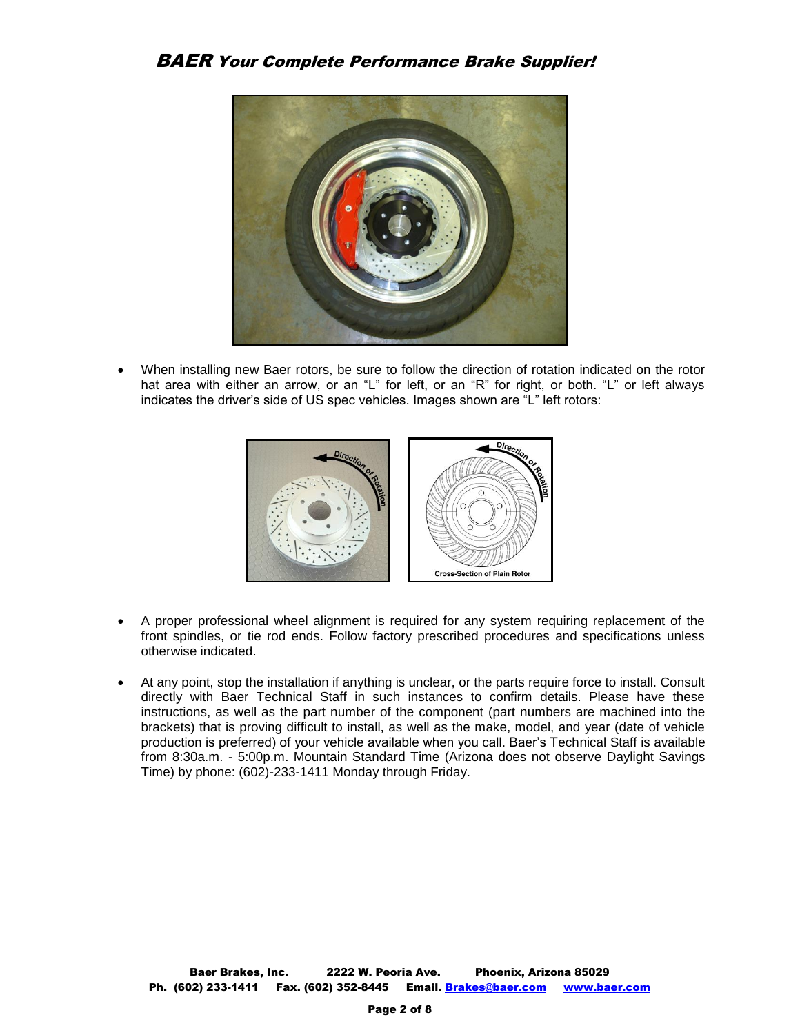- When installing new Baer rotors, be sure to follow the direction of rotation indicated on the rotor hat area with either an arrow, or an "L" for left, or an "R" for right, or both. "L" or left always indicates the driver's side of US spec vehicles. Images shown are "L" left rotors:

- A proper professional wheel alignment is required for any system requiring replacement of the front spindles, or tie rod ends. Follow factory prescribed procedures and specifications unless otherwise indicated.

- At any point, stop the installation if anything is unclear, or the parts require force to install. Consult directly with Baer Technical Staff in such instances to confirm details. Please have these instructions, as well as the part number of the component (part numbers are machined into the brackets) that is proving difficult to install, as well as the make, model, and year (date of vehicle production is preferred) of your vehicle available when you call. Baer's Technical Staff is available from 8:30a.m. - 5:00p.m. Mountain Standard Time (Arizona does not observe Daylight Savings Time) by phone: (602)-233-1411 Monday through Friday.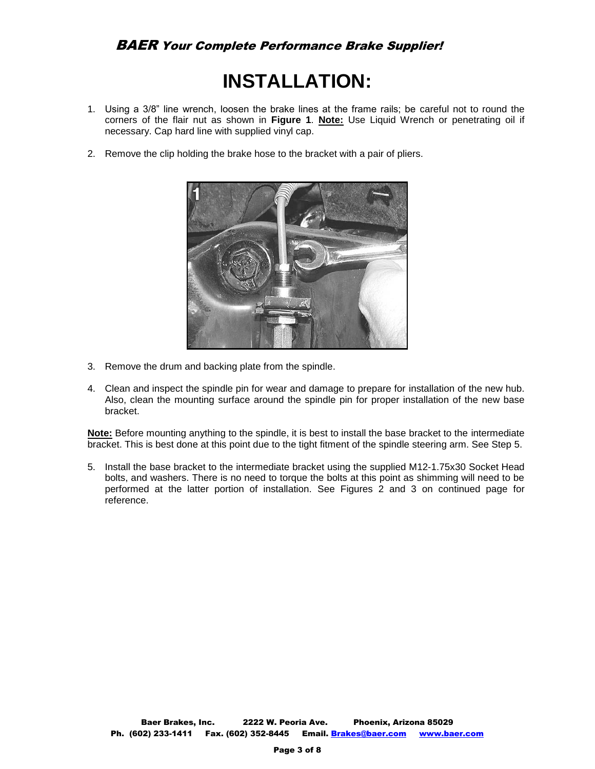# INSTALLATION:

1. Using a 3/8" line wrench, loosen the brake lines at the frame rails; be careful not to round the corners of the flair nut as shown in **Figure 1**. **Note:** Use Liquid Wrench or penetrating oil if necessary. Cap hard line with supplied vinyl cap.

2. Remove the clip holding the brake hose to the bracket with a pair of pliers.

3. Remove the drum and backing plate from the spindle.

4. Clean and inspect the spindle pin for wear and damage to prepare for installation of the new hub. Also, clean the mounting surface around the spindle pin for proper installation of the new base bracket.

**Note:** Before mounting anything to the spindle, it is best to install the base bracket to the intermediate bracket. This is best done at this point due to the tight fitment of the spindle steering arm. See Step 5.

5. Install the base bracket to the intermediate bracket using the supplied M12-1.75x30 Socket Head bolts, and washers. There is no need to torque the bolts at this point as shimming will need to be performed at the latter portion of installation. See Figures 2 and 3 on continued page for reference.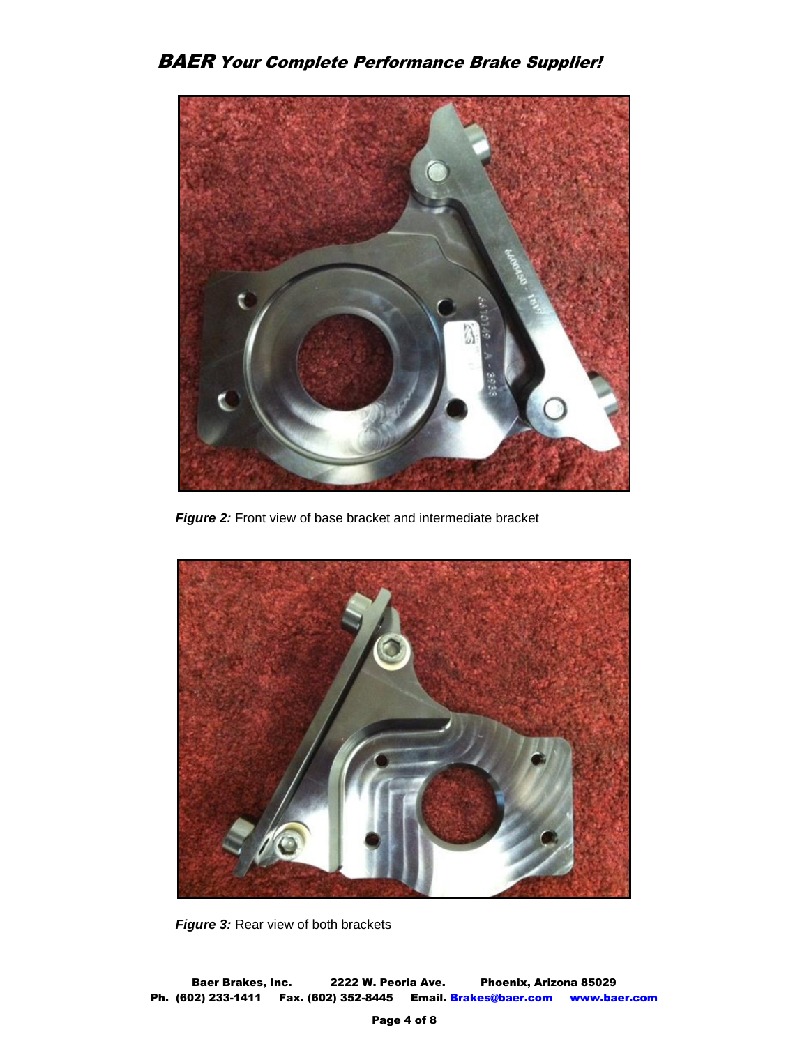*Figure 2:* Front view of base bracket and intermediate bracket

*Figure 3:* Rear view of both brackets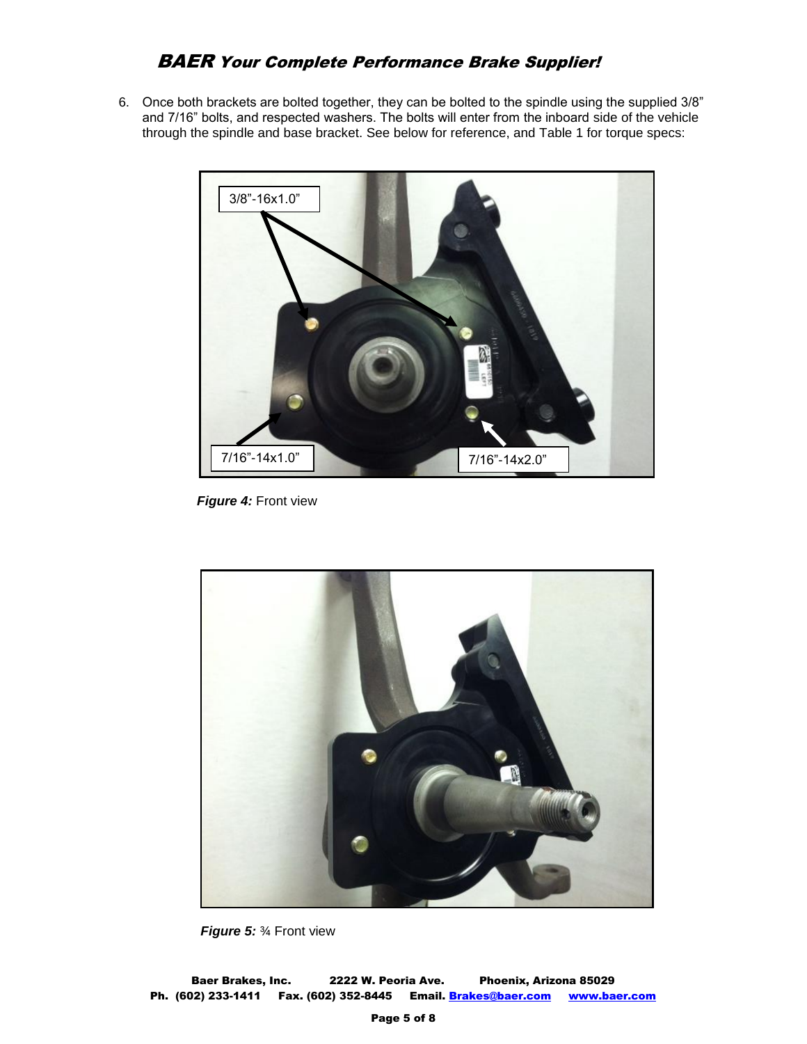6. Once both brackets are bolted together, they can be bolted to the spindle using the supplied 3/8” and 7/16” bolts, and respected washers. The bolts will enter from the inboard side of the vehicle through the spindle and base bracket. See below for reference, and Table 1 for torque specs:

3/8”-16x1.0”

7/16”-14x1.0”

7/16”-14x2.0”

***Figure 4:*** Front view

***Figure 5:*** ¾ Front view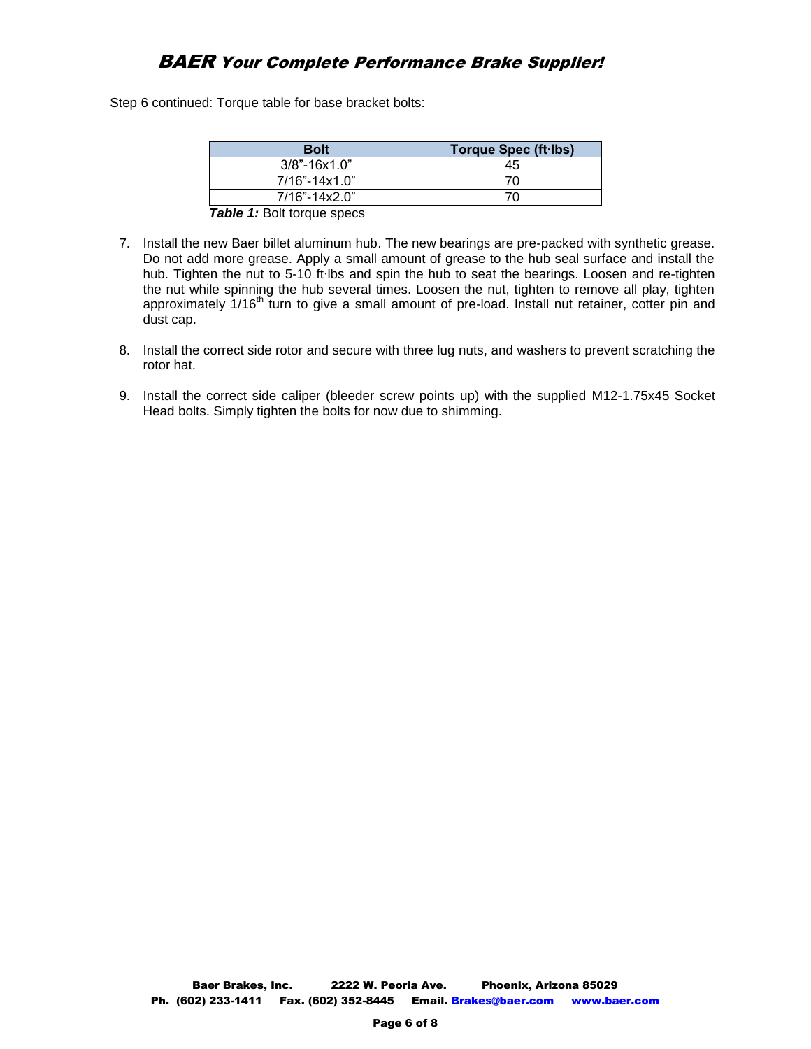Step 6 continued: Torque table for base bracket bolts:

| Bolt | Torque Spec (ft·lbs) |
|---|---|
| 3/8"-16x1.0" | 45 |
| 7/16"-14x1.0" | 70 |
| 7/16"-14x2.0" | 70 |

***Table 1:*** Bolt torque specs

7. Install the new Baer billet aluminum hub. The new bearings are pre-packed with synthetic grease. Do not add more grease. Apply a small amount of grease to the hub seal surface and install the hub. Tighten the nut to 5-10 ft·lbs and spin the hub to seat the bearings. Loosen and re-tighten the nut while spinning the hub several times. Loosen the nut, tighten to remove all play, tighten approximately 1/16th turn to give a small amount of pre-load. Install nut retainer, cotter pin and dust cap.

8. Install the correct side rotor and secure with three lug nuts, and washers to prevent scratching the rotor hat.

9. Install the correct side caliper (bleeder screw points up) with the supplied M12-1.75x45 Socket Head bolts. Simply tighten the bolts for now due to shimming.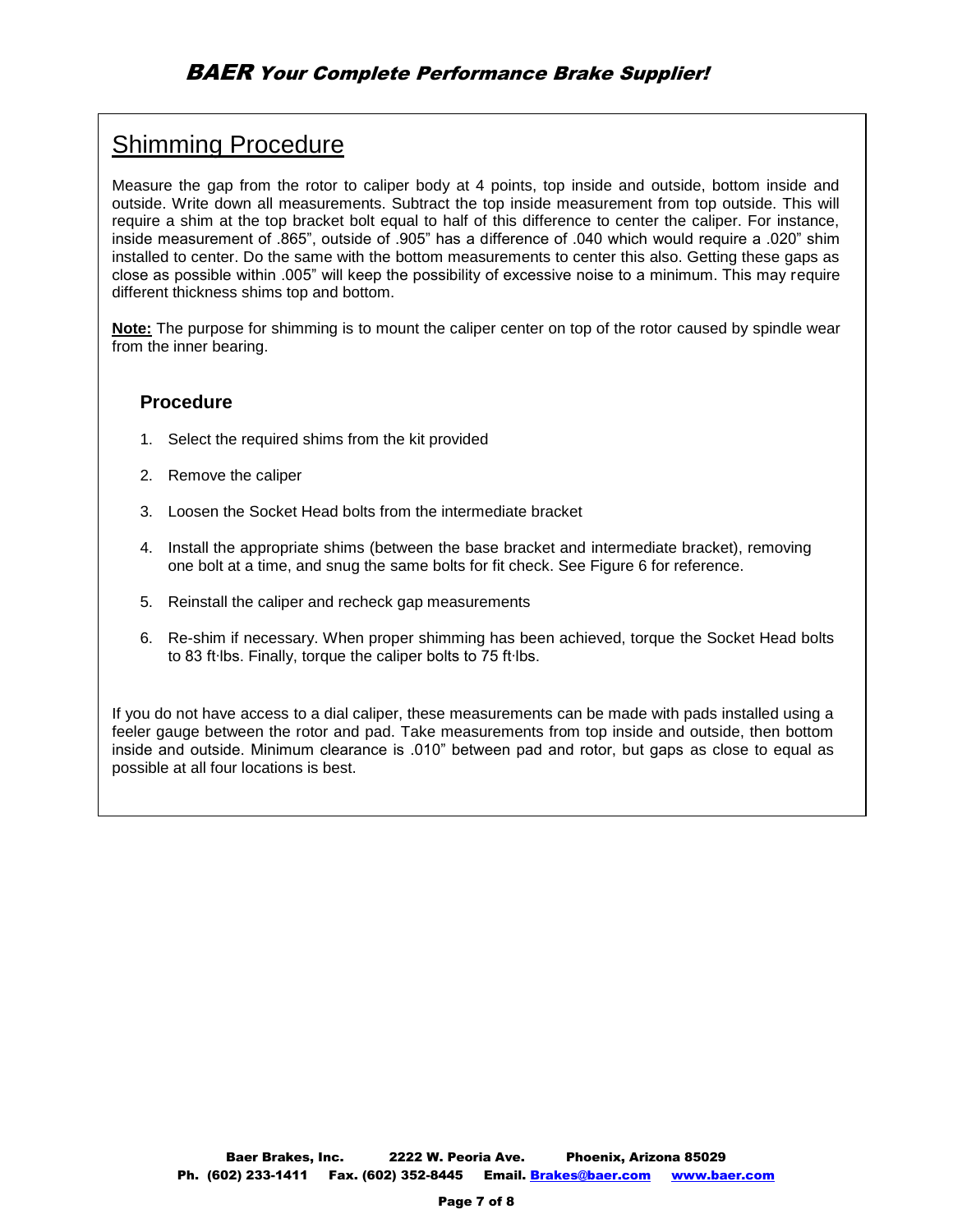## Shimming Procedure

Measure the gap from the rotor to caliper body at 4 points, top inside and outside, bottom inside and outside. Write down all measurements. Subtract the top inside measurement from top outside. This will require a shim at the top bracket bolt equal to half of this difference to center the caliper. For instance, inside measurement of .865", outside of .905" has a difference of .040 which would require a .020" shim installed to center. Do the same with the bottom measurements to center this also. Getting these gaps as close as possible within .005" will keep the possibility of excessive noise to a minimum. This may require different thickness shims top and bottom.

**Note:** The purpose for shimming is to mount the caliper center on top of the rotor caused by spindle wear from the inner bearing.

### Procedure

1. Select the required shims from the kit provided
2. Remove the caliper
3. Loosen the Socket Head bolts from the intermediate bracket
4. Install the appropriate shims (between the base bracket and intermediate bracket), removing one bolt at a time, and snug the same bolts for fit check. See Figure 6 for reference.
5. Reinstall the caliper and recheck gap measurements
6. Re-shim if necessary. When proper shimming has been achieved, torque the Socket Head bolts to 83 ft·lbs. Finally, torque the caliper bolts to 75 ft·lbs.

If you do not have access to a dial caliper, these measurements can be made with pads installed using a feeler gauge between the rotor and pad. Take measurements from top inside and outside, then bottom inside and outside. Minimum clearance is .010" between pad and rotor, but gaps as close to equal as possible at all four locations is best.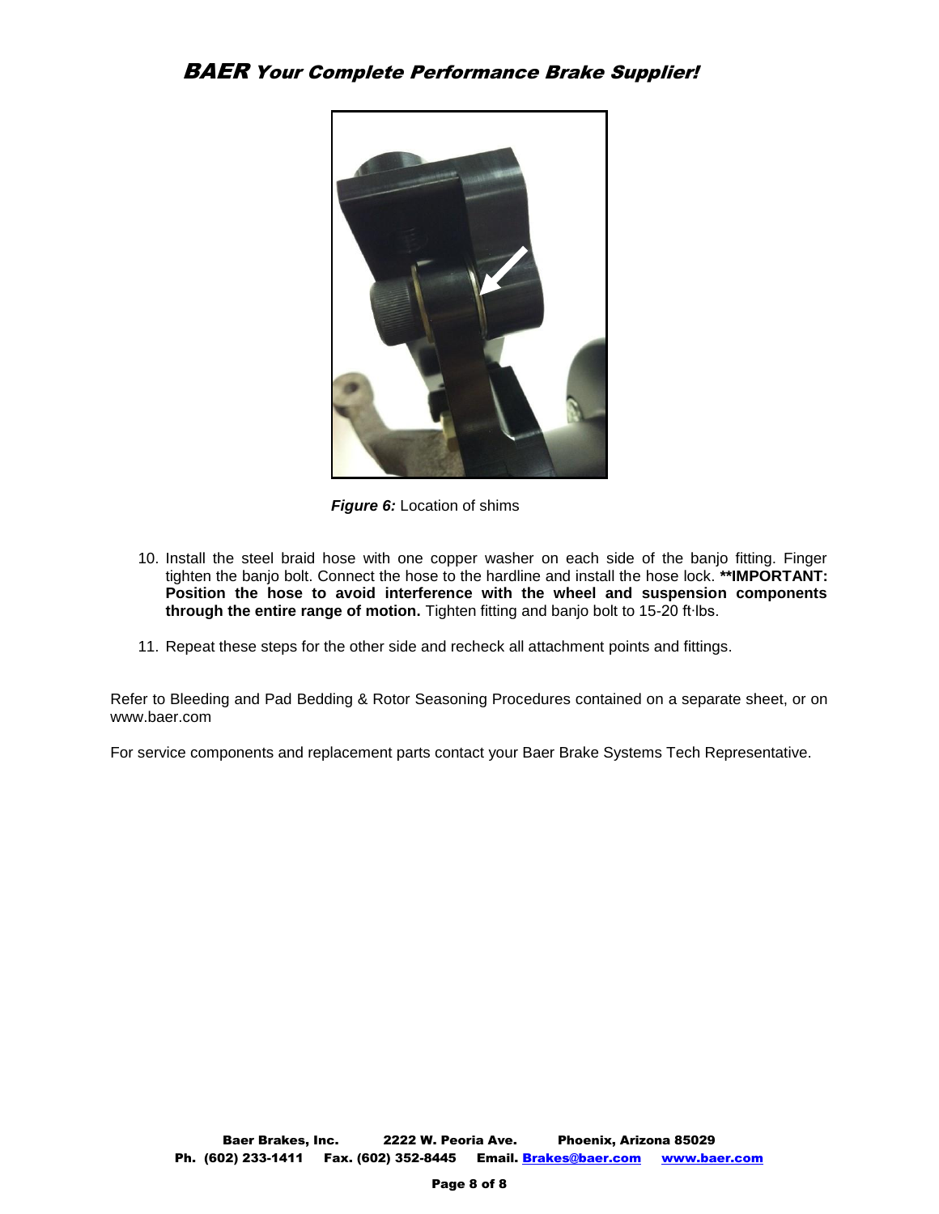*Figure 6:* Location of shims

10. Install the steel braid hose with one copper washer on each side of the banjo fitting. Finger tighten the banjo bolt. Connect the hose to the hardline and install the hose lock. **\*\*IMPORTANT: Position the hose to avoid interference with the wheel and suspension components through the entire range of motion.** Tighten fitting and banjo bolt to 15-20 ft·lbs.

11. Repeat these steps for the other side and recheck all attachment points and fittings.

Refer to Bleeding and Pad Bedding & Rotor Seasoning Procedures contained on a separate sheet, or on www.baer.com

For service components and replacement parts contact your Baer Brake Systems Tech Representative.